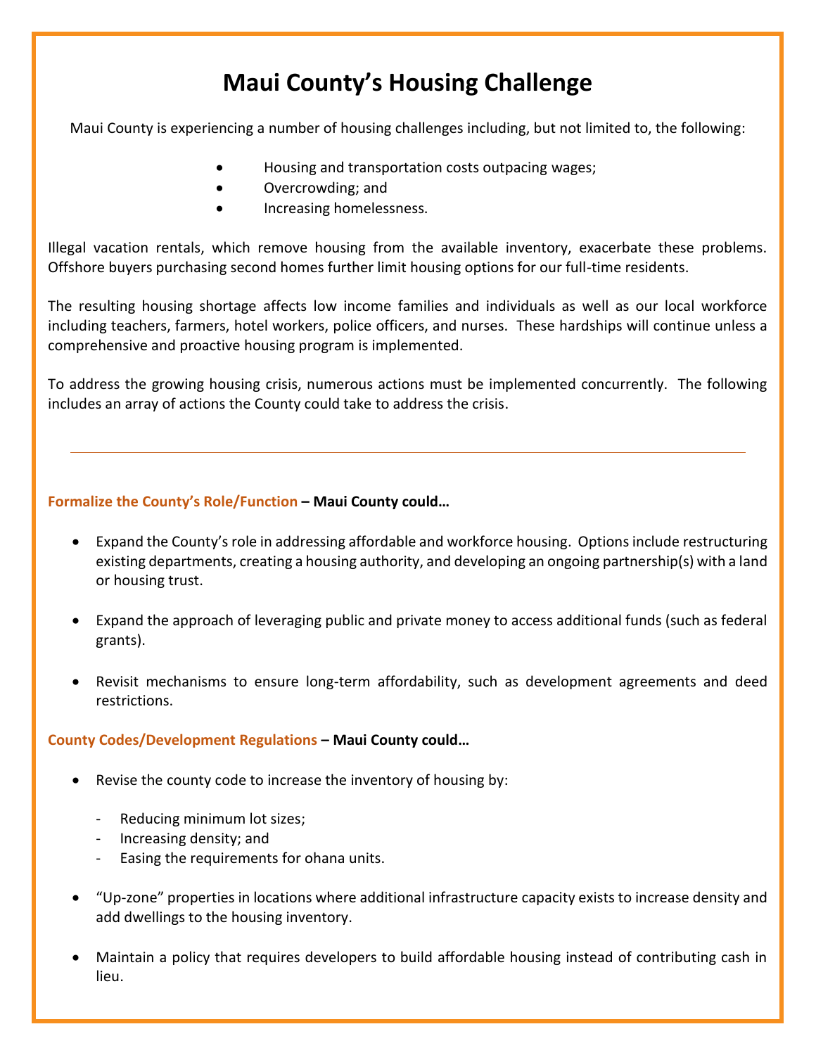# Maui County's Housing Challenge

Maui County is experiencing a number of housing challenges including, but not limited to, the following:

- Housing and transportation costs outpacing wages;
- Overcrowding; and
- Increasing homelessness.

Illegal vacation rentals, which remove housing from the available inventory, exacerbate these problems. Offshore buyers purchasing second homes further limit housing options for our full-time residents.

The resulting housing shortage affects low income families and individuals as well as our local workforce including teachers, farmers, hotel workers, police officers, and nurses. These hardships will continue unless a comprehensive and proactive housing program is implemented.

To address the growing housing crisis, numerous actions must be implemented concurrently. The following includes an array of actions the County could take to address the crisis.

---

**Formalize the County's Role/Function – Maui County could…**

- Expand the County's role in addressing affordable and workforce housing. Options include restructuring existing departments, creating a housing authority, and developing an ongoing partnership(s) with a land or housing trust.
- Expand the approach of leveraging public and private money to access additional funds (such as federal grants).
- Revisit mechanisms to ensure long-term affordability, such as development agreements and deed restrictions.

**County Codes/Development Regulations – Maui County could…**

- Revise the county code to increase the inventory of housing by:
  - Reducing minimum lot sizes;
  - Increasing density; and
  - Easing the requirements for ohana units.
- "Up-zone" properties in locations where additional infrastructure capacity exists to increase density and add dwellings to the housing inventory.
- Maintain a policy that requires developers to build affordable housing instead of contributing cash in lieu.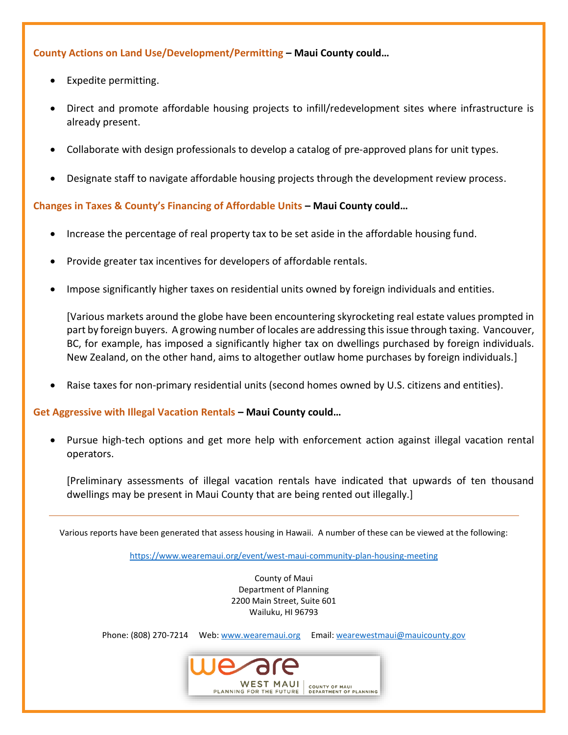**County Actions on Land Use/Development/Permitting – Maui County could…**

- Expedite permitting.
- Direct and promote affordable housing projects to infill/redevelopment sites where infrastructure is already present.
- Collaborate with design professionals to develop a catalog of pre-approved plans for unit types.
- Designate staff to navigate affordable housing projects through the development review process.

**Changes in Taxes & County's Financing of Affordable Units – Maui County could…**

- Increase the percentage of real property tax to be set aside in the affordable housing fund.
- Provide greater tax incentives for developers of affordable rentals.
- Impose significantly higher taxes on residential units owned by foreign individuals and entities.

  [Various markets around the globe have been encountering skyrocketing real estate values prompted in part by foreign buyers. A growing number of locales are addressing this issue through taxing. Vancouver, BC, for example, has imposed a significantly higher tax on dwellings purchased by foreign individuals. New Zealand, on the other hand, aims to altogether outlaw home purchases by foreign individuals.]

- Raise taxes for non-primary residential units (second homes owned by U.S. citizens and entities).

**Get Aggressive with Illegal Vacation Rentals – Maui County could…**

- Pursue high-tech options and get more help with enforcement action against illegal vacation rental operators.

  [Preliminary assessments of illegal vacation rentals have indicated that upwards of ten thousand dwellings may be present in Maui County that are being rented out illegally.]

---

Various reports have been generated that assess housing in Hawaii. A number of these can be viewed at the following:

https://www.wearemaui.org/event/west-maui-community-plan-housing-meeting

County of Maui
Department of Planning
2200 Main Street, Suite 601
Wailuku, HI 96793

Phone: (808) 270-7214 Web: www.wearemaui.org Email: wearewestmaui@mauicounty.gov

we are WEST MAUI PLANNING FOR THE FUTURE | COUNTY OF MAUI DEPARTMENT OF PLANNING